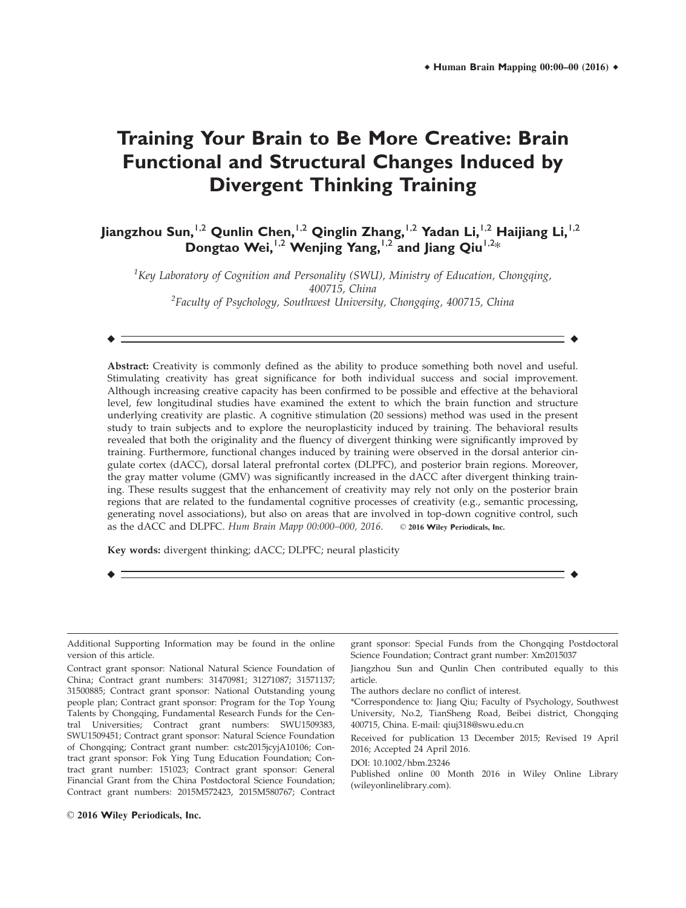# Training Your Brain to Be More Creative: Brain Functional and Structural Changes Induced by Divergent Thinking Training

**Jiangzhou Sun,[1,2] Qunlin Chen,[1,2] Qinglin Zhang,[1,2] Yadan Li,[1,2] Haijiang Li,[1,2] Dongtao Wei,[1,2] Wenjing Yang,[1,2] and Jiang Qiu[1,2]***

[1]*Key Laboratory of Cognition and Personality (SWU), Ministry of Education, Chongqing, 400715, China*

[2]*Faculty of Psychology, Southwest University, Chongqing, 400715, China*

---

**Abstract:** Creativity is commonly defined as the ability to produce something both novel and useful. Stimulating creativity has great significance for both individual success and social improvement. Although increasing creative capacity has been confirmed to be possible and effective at the behavioral level, few longitudinal studies have examined the extent to which the brain function and structure underlying creativity are plastic. A cognitive stimulation (20 sessions) method was used in the present study to train subjects and to explore the neuroplasticity induced by training. The behavioral results revealed that both the originality and the fluency of divergent thinking were significantly improved by training. Furthermore, functional changes induced by training were observed in the dorsal anterior cingulate cortex (dACC), dorsal lateral prefrontal cortex (DLPFC), and posterior brain regions. Moreover, the gray matter volume (GMV) was significantly increased in the dACC after divergent thinking training. These results suggest that the enhancement of creativity may rely not only on the posterior brain regions that are related to the fundamental cognitive processes of creativity (e.g., semantic processing, generating novel associations), but also on areas that are involved in top-down cognitive control, such as the dACC and DLPFC. *Hum Brain Mapp 00:000–000, 2016.* © 2016 Wiley Periodicals, Inc.

**Key words:** divergent thinking; dACC; DLPFC; neural plasticity

---

Additional Supporting Information may be found in the online version of this article.

Contract grant sponsor: National Natural Science Foundation of China; Contract grant numbers: 31470981; 31271087; 31571137; 31500885; Contract grant sponsor: National Outstanding young people plan; Contract grant sponsor: Program for the Top Young Talents by Chongqing, Fundamental Research Funds for the Central Universities; Contract grant numbers: SWU1509383, SWU1509451; Contract grant sponsor: Natural Science Foundation of Chongqing; Contract grant number: cstc2015jcyjA10106; Contract grant sponsor: Fok Ying Tung Education Foundation; Contract grant number: 151023; Contract grant sponsor: General Financial Grant from the China Postdoctoral Science Foundation; Contract grant numbers: 2015M572423, 2015M580767; Contract grant sponsor: Special Funds from the Chongqing Postdoctoral Science Foundation; Contract grant number: Xm2015037

Jiangzhou Sun and Qunlin Chen contributed equally to this article.

The authors declare no conflict of interest.

*Correspondence to: Jiang Qiu; Faculty of Psychology, Southwest University, No.2, TianSheng Road, Beibei district, Chongqing 400715, China. E-mail: qiuj318@swu.edu.cn

Received for publication 13 December 2015; Revised 19 April 2016; Accepted 24 April 2016.

DOI: 10.1002/hbm.23246

Published online 00 Month 2016 in Wiley Online Library (wileyonlinelibrary.com).

© 2016 Wiley Periodicals, Inc.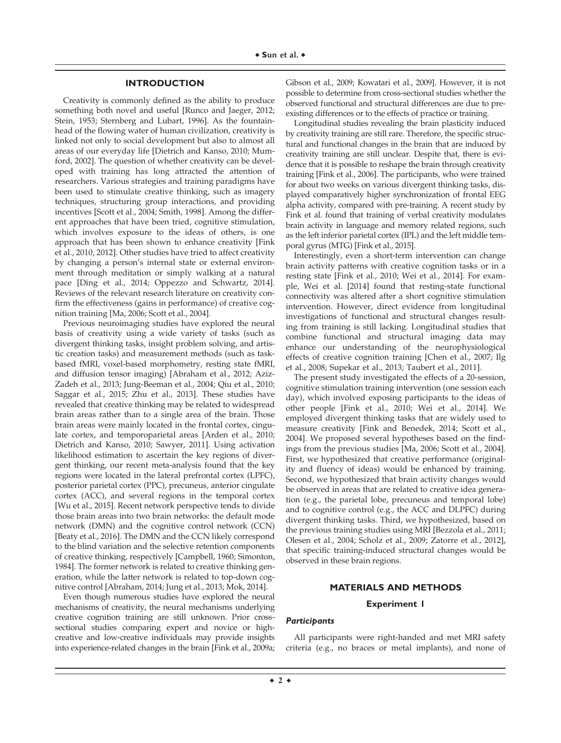## INTRODUCTION

Creativity is commonly defined as the ability to produce something both novel and useful [Runco and Jaeger, 2012; Stein, 1953; Sternberg and Lubart, 1996]. As the fountainhead of the flowing water of human civilization, creativity is linked not only to social development but also to almost all areas of our everyday life [Dietrich and Kanso, 2010; Mumford, 2002]. The question of whether creativity can be developed with training has long attracted the attention of researchers. Various strategies and training paradigms have been used to stimulate creative thinking, such as imagery techniques, structuring group interactions, and providing incentives [Scott et al., 2004; Smith, 1998]. Among the different approaches that have been tried, cognitive stimulation, which involves exposure to the ideas of others, is one approach that has been shown to enhance creativity [Fink et al., 2010, 2012]. Other studies have tried to affect creativity by changing a person's internal state or external environment through meditation or simply walking at a natural pace [Ding et al., 2014; Oppezzo and Schwartz, 2014]. Reviews of the relevant research literature on creativity confirm the effectiveness (gains in performance) of creative cognition training [Ma, 2006; Scott et al., 2004].

Previous neuroimaging studies have explored the neural basis of creativity using a wide variety of tasks (such as divergent thinking tasks, insight problem solving, and artistic creation tasks) and measurement methods (such as task-based fMRI, voxel-based morphometry, resting state fMRI, and diffusion tensor imaging) [Abraham et al., 2012; Aziz-Zadeh et al., 2013; Jung-Beeman et al., 2004; Qiu et al., 2010; Saggar et al., 2015; Zhu et al., 2013]. These studies have revealed that creative thinking may be related to widespread brain areas rather than to a single area of the brain. Those brain areas were mainly located in the frontal cortex, cingulate cortex, and temporoparietal areas [Arden et al., 2010; Dietrich and Kanso, 2010; Sawyer, 2011]. Using activation likelihood estimation to ascertain the key regions of divergent thinking, our recent meta-analysis found that the key regions were located in the lateral prefrontal cortex (LPFC), posterior parietal cortex (PPC), precuneus, anterior cingulate cortex (ACC), and several regions in the temporal cortex [Wu et al., 2015]. Recent network perspective tends to divide those brain areas into two brain networks: the default mode network (DMN) and the cognitive control network (CCN) [Beaty et al., 2016]. The DMN and the CCN likely correspond to the blind variation and the selective retention components of creative thinking, respectively [Campbell, 1960; Simonton, 1984]. The former network is related to creative thinking generation, while the latter network is related to top-down cognitive control [Abraham, 2014; Jung et al., 2013; Mok, 2014].

Even though numerous studies have explored the neural mechanisms of creativity, the neural mechanisms underlying creative cognition training are still unknown. Prior cross-sectional studies comparing expert and novice or high-creative and low-creative individuals may provide insights into experience-related changes in the brain [Fink et al., 2009a; Gibson et al., 2009; Kowatari et al., 2009]. However, it is not possible to determine from cross-sectional studies whether the observed functional and structural differences are due to pre-existing differences or to the effects of practice or training.

Longitudinal studies revealing the brain plasticity induced by creativity training are still rare. Therefore, the specific structural and functional changes in the brain that are induced by creativity training are still unclear. Despite that, there is evidence that it is possible to reshape the brain through creativity training [Fink et al., 2006]. The participants, who were trained for about two weeks on various divergent thinking tasks, displayed comparatively higher synchronization of frontal EEG alpha activity, compared with pre-training. A recent study by Fink et al. found that training of verbal creativity modulates brain activity in language and memory related regions, such as the left inferior parietal cortex (IPL) and the left middle temporal gyrus (MTG) [Fink et al., 2015].

Interestingly, even a short-term intervention can change brain activity patterns with creative cognition tasks or in a resting state [Fink et al., 2010; Wei et al., 2014]. For example, Wei et al. [2014] found that resting-state functional connectivity was altered after a short cognitive stimulation intervention. However, direct evidence from longitudinal investigations of functional and structural changes resulting from training is still lacking. Longitudinal studies that combine functional and structural imaging data may enhance our understanding of the neurophysiological effects of creative cognition training [Chen et al., 2007; Ilg et al., 2008; Supekar et al., 2013; Taubert et al., 2011].

The present study investigated the effects of a 20-session, cognitive stimulation training intervention (one session each day), which involved exposing participants to the ideas of other people [Fink et al., 2010; Wei et al., 2014]. We employed divergent thinking tasks that are widely used to measure creativity [Fink and Benedek, 2014; Scott et al., 2004]. We proposed several hypotheses based on the findings from the previous studies [Ma, 2006; Scott et al., 2004]. First, we hypothesized that creative performance (originality and fluency of ideas) would be enhanced by training. Second, we hypothesized that brain activity changes would be observed in areas that are related to creative idea generation (e.g., the parietal lobe, precuneus and temporal lobe) and to cognitive control (e.g., the ACC and DLPFC) during divergent thinking tasks. Third, we hypothesized, based on the previous training studies using MRI [Bezzola et al., 2011; Olesen et al., 2004; Scholz et al., 2009; Zatorre et al., 2012], that specific training-induced structural changes would be observed in these brain regions.

## MATERIALS AND METHODS

### Experiment 1

#### *Participants*

All participants were right-handed and met MRI safety criteria (e.g., no braces or metal implants), and none of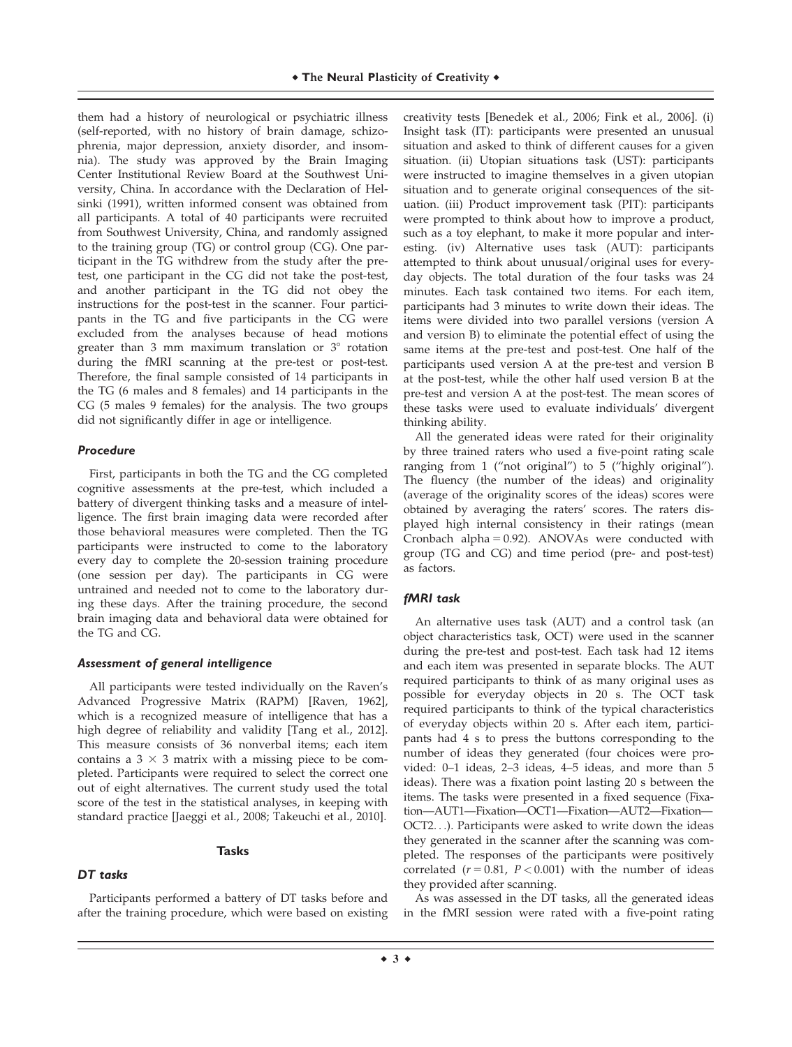them had a history of neurological or psychiatric illness (self-reported, with no history of brain damage, schizophrenia, major depression, anxiety disorder, and insomnia). The study was approved by the Brain Imaging Center Institutional Review Board at the Southwest University, China. In accordance with the Declaration of Helsinki (1991), written informed consent was obtained from all participants. A total of 40 participants were recruited from Southwest University, China, and randomly assigned to the training group (TG) or control group (CG). One participant in the TG withdrew from the study after the pretest, one participant in the CG did not take the post-test, and another participant in the TG did not obey the instructions for the post-test in the scanner. Four participants in the TG and five participants in the CG were excluded from the analyses because of head motions greater than 3 mm maximum translation or 3° rotation during the fMRI scanning at the pre-test or post-test. Therefore, the final sample consisted of 14 participants in the TG (6 males and 8 females) and 14 participants in the CG (5 males 9 females) for the analysis. The two groups did not significantly differ in age or intelligence.

### *Procedure*

First, participants in both the TG and the CG completed cognitive assessments at the pre-test, which included a battery of divergent thinking tasks and a measure of intelligence. The first brain imaging data were recorded after those behavioral measures were completed. Then the TG participants were instructed to come to the laboratory every day to complete the 20-session training procedure (one session per day). The participants in CG were untrained and needed not to come to the laboratory during these days. After the training procedure, the second brain imaging data and behavioral data were obtained for the TG and CG.

### *Assessment of general intelligence*

All participants were tested individually on the Raven's Advanced Progressive Matrix (RAPM) [Raven, 1962], which is a recognized measure of intelligence that has a high degree of reliability and validity [Tang et al., 2012]. This measure consists of 36 nonverbal items; each item contains a $3 \times 3$ matrix with a missing piece to be completed. Participants were required to select the correct one out of eight alternatives. The current study used the total score of the test in the statistical analyses, in keeping with standard practice [Jaeggi et al., 2008; Takeuchi et al., 2010].

## Tasks

### *DT tasks*

Participants performed a battery of DT tasks before and after the training procedure, which were based on existing creativity tests [Benedek et al., 2006; Fink et al., 2006]. (i) Insight task (IT): participants were presented an unusual situation and asked to think of different causes for a given situation. (ii) Utopian situations task (UST): participants were instructed to imagine themselves in a given utopian situation and to generate original consequences of the situation. (iii) Product improvement task (PIT): participants were prompted to think about how to improve a product, such as a toy elephant, to make it more popular and interesting. (iv) Alternative uses task (AUT): participants attempted to think about unusual/original uses for everyday objects. The total duration of the four tasks was 24 minutes. Each task contained two items. For each item, participants had 3 minutes to write down their ideas. The items were divided into two parallel versions (version A and version B) to eliminate the potential effect of using the same items at the pre-test and post-test. One half of the participants used version A at the pre-test and version B at the post-test, while the other half used version B at the pre-test and version A at the post-test. The mean scores of these tasks were used to evaluate individuals' divergent thinking ability.

All the generated ideas were rated for their originality by three trained raters who used a five-point rating scale ranging from 1 ("not original") to 5 ("highly original"). The fluency (the number of the ideas) and originality (average of the originality scores of the ideas) scores were obtained by averaging the raters' scores. The raters displayed high internal consistency in their ratings (mean Cronbach alpha = 0.92). ANOVAs were conducted with group (TG and CG) and time period (pre- and post-test) as factors.

### *fMRI task*

An alternative uses task (AUT) and a control task (an object characteristics task, OCT) were used in the scanner during the pre-test and post-test. Each task had 12 items and each item was presented in separate blocks. The AUT required participants to think of as many original uses as possible for everyday objects in 20 s. The OCT task required participants to think of the typical characteristics of everyday objects within 20 s. After each item, participants had 4 s to press the buttons corresponding to the number of ideas they generated (four choices were provided: 0–1 ideas, 2–3 ideas, 4–5 ideas, and more than 5 ideas). There was a fixation point lasting 20 s between the items. The tasks were presented in a fixed sequence (Fixation—AUT1—Fixation—OCT1—Fixation—AUT2—Fixation—OCT2. . .). Participants were asked to write down the ideas they generated in the scanner after the scanning was completed. The responses of the participants were positively correlated ($r = 0.81$, $P < 0.001$) with the number of ideas they provided after scanning.

As was assessed in the DT tasks, all the generated ideas in the fMRI session were rated with a five-point rating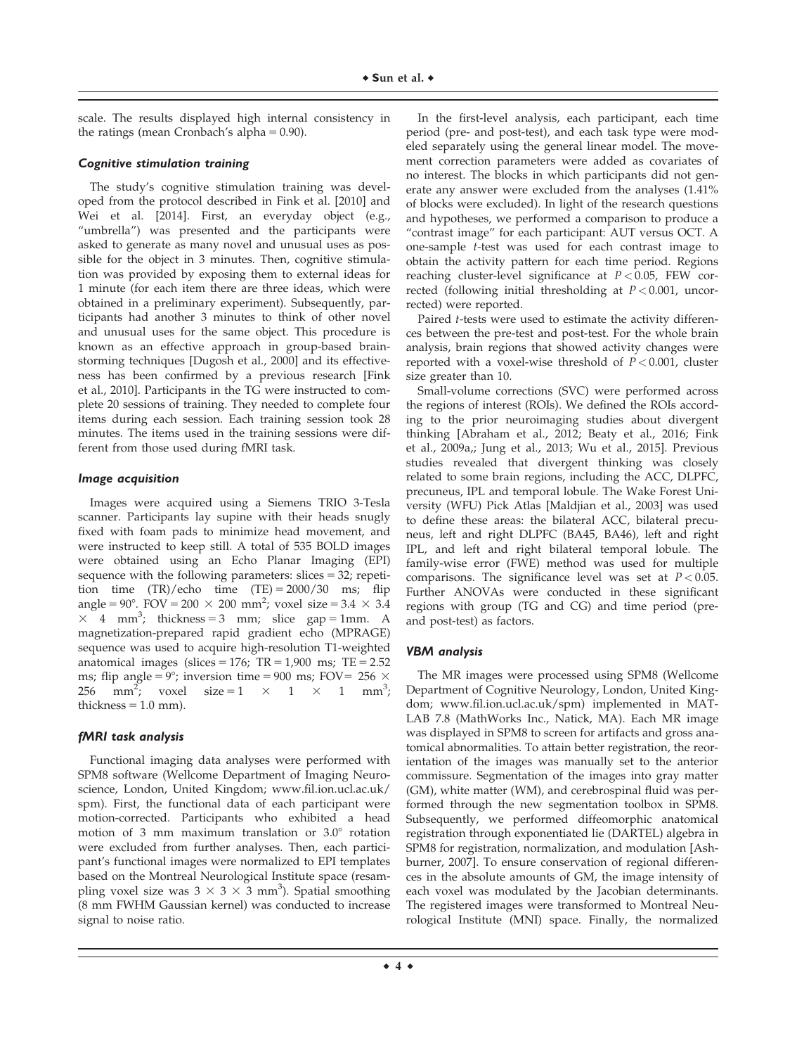scale. The results displayed high internal consistency in the ratings (mean Cronbach's alpha = 0.90).

### *Cognitive stimulation training*

The study's cognitive stimulation training was developed from the protocol described in Fink et al. [2010] and Wei et al. [2014]. First, an everyday object (e.g., "umbrella") was presented and the participants were asked to generate as many novel and unusual uses as possible for the object in 3 minutes. Then, cognitive stimulation was provided by exposing them to external ideas for 1 minute (for each item there are three ideas, which were obtained in a preliminary experiment). Subsequently, participants had another 3 minutes to think of other novel and unusual uses for the same object. This procedure is known as an effective approach in group-based brainstorming techniques [Dugosh et al., 2000] and its effectiveness has been confirmed by a previous research [Fink et al., 2010]. Participants in the TG were instructed to complete 20 sessions of training. They needed to complete four items during each session. Each training session took 28 minutes. The items used in the training sessions were different from those used during fMRI task.

### *Image acquisition*

Images were acquired using a Siemens TRIO 3-Tesla scanner. Participants lay supine with their heads snugly fixed with foam pads to minimize head movement, and were instructed to keep still. A total of 535 BOLD images were obtained using an Echo Planar Imaging (EPI) sequence with the following parameters: slices = 32; repetition time (TR)/echo time (TE) = 2000/30 ms; flip angle = 90°. FOV = 200 × 200 mm$^2$; voxel size = 3.4 × 3.4 × 4 mm$^3$; thickness = 3 mm; slice gap = 1mm. A magnetization-prepared rapid gradient echo (MPRAGE) sequence was used to acquire high-resolution T1-weighted anatomical images (slices = 176; TR = 1,900 ms; TE = 2.52 ms; flip angle = 9°; inversion time = 900 ms; FOV= 256 × 256 mm$^2$; voxel size = 1 × 1 × 1 mm$^3$; thickness = 1.0 mm).

### *fMRI task analysis*

Functional imaging data analyses were performed with SPM8 software (Wellcome Department of Imaging Neuroscience, London, United Kingdom; www.fil.ion.ucl.ac.uk/spm). First, the functional data of each participant were motion-corrected. Participants who exhibited a head motion of 3 mm maximum translation or 3.0° rotation were excluded from further analyses. Then, each participant's functional images were normalized to EPI templates based on the Montreal Neurological Institute space (resampling voxel size was 3 × 3 × 3 mm$^3$). Spatial smoothing (8 mm FWHM Gaussian kernel) was conducted to increase signal to noise ratio.

In the first-level analysis, each participant, each time period (pre- and post-test), and each task type were modeled separately using the general linear model. The movement correction parameters were added as covariates of no interest. The blocks in which participants did not generate any answer were excluded from the analyses (1.41% of blocks were excluded). In light of the research questions and hypotheses, we performed a comparison to produce a "contrast image" for each participant: AUT versus OCT. A one-sample *t*-test was used for each contrast image to obtain the activity pattern for each time period. Regions reaching cluster-level significance at $P < 0.05$, FEW corrected (following initial thresholding at $P < 0.001$, uncorrected) were reported.

Paired *t*-tests were used to estimate the activity differences between the pre-test and post-test. For the whole brain analysis, brain regions that showed activity changes were reported with a voxel-wise threshold of $P < 0.001$, cluster size greater than 10.

Small-volume corrections (SVC) were performed across the regions of interest (ROIs). We defined the ROIs according to the prior neuroimaging studies about divergent thinking [Abraham et al., 2012; Beaty et al., 2016; Fink et al., 2009a,; Jung et al., 2013; Wu et al., 2015]. Previous studies revealed that divergent thinking was closely related to some brain regions, including the ACC, DLPFC, precuneus, IPL and temporal lobule. The Wake Forest University (WFU) Pick Atlas [Maldjian et al., 2003] was used to define these areas: the bilateral ACC, bilateral precuneus, left and right DLPFC (BA45, BA46), left and right IPL, and left and right bilateral temporal lobule. The family-wise error (FWE) method was used for multiple comparisons. The significance level was set at $P < 0.05$. Further ANOVAs were conducted in these significant regions with group (TG and CG) and time period (pre- and post-test) as factors.

### *VBM analysis*

The MR images were processed using SPM8 (Wellcome Department of Cognitive Neurology, London, United Kingdom; www.fil.ion.ucl.ac.uk/spm) implemented in MATLAB 7.8 (MathWorks Inc., Natick, MA). Each MR image was displayed in SPM8 to screen for artifacts and gross anatomical abnormalities. To attain better registration, the reorientation of the images was manually set to the anterior commissure. Segmentation of the images into gray matter (GM), white matter (WM), and cerebrospinal fluid was performed through the new segmentation toolbox in SPM8. Subsequently, we performed diffeomorphic anatomical registration through exponentiated lie (DARTEL) algebra in SPM8 for registration, normalization, and modulation [Ashburner, 2007]. To ensure conservation of regional differences in the absolute amounts of GM, the image intensity of each voxel was modulated by the Jacobian determinants. The registered images were transformed to Montreal Neurological Institute (MNI) space. Finally, the normalized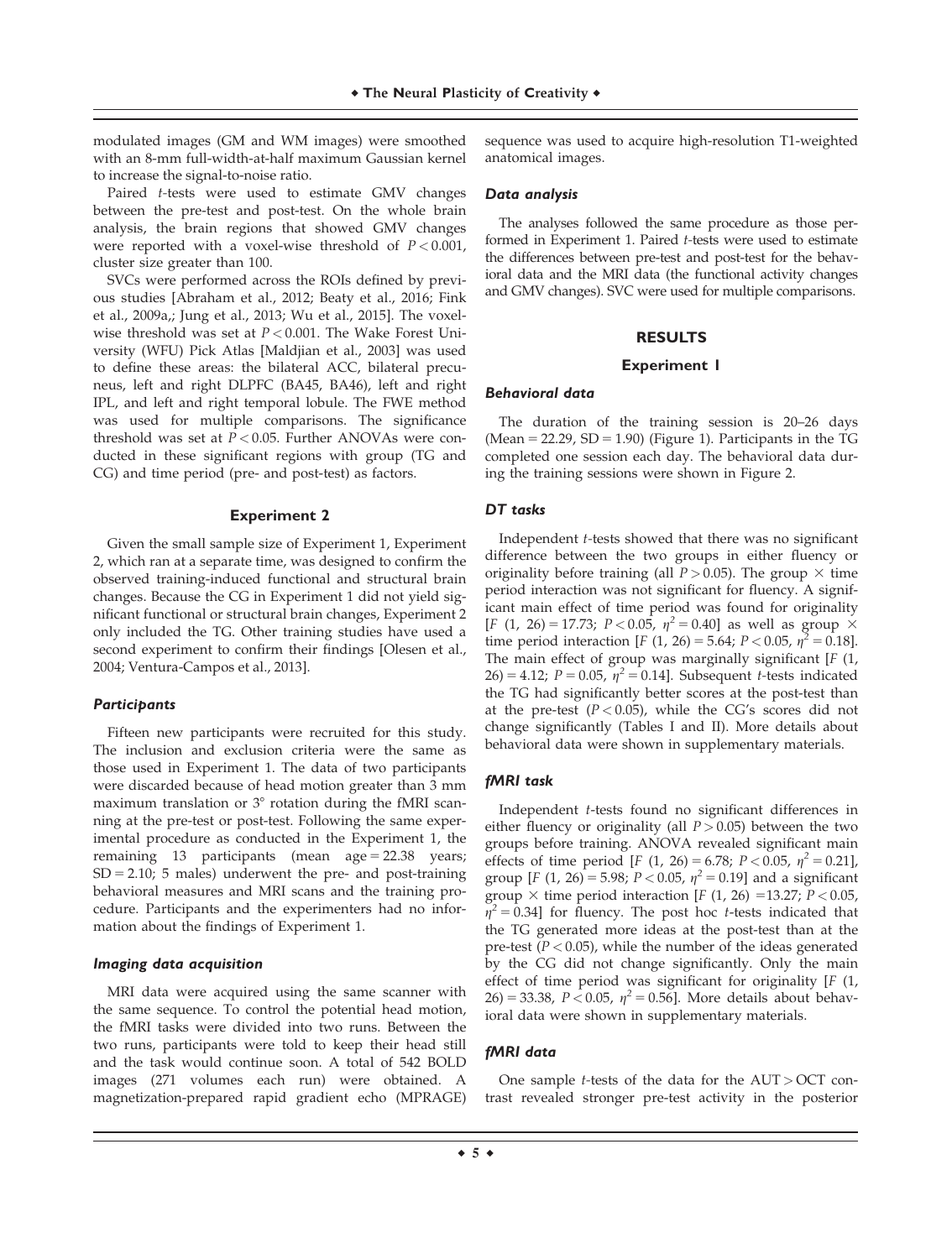modulated images (GM and WM images) were smoothed with an 8-mm full-width-at-half maximum Gaussian kernel to increase the signal-to-noise ratio.

Paired *t*-tests were used to estimate GMV changes between the pre-test and post-test. On the whole brain analysis, the brain regions that showed GMV changes were reported with a voxel-wise threshold of $P < 0.001$, cluster size greater than 100.

SVCs were performed across the ROIs defined by previous studies [Abraham et al., 2012; Beaty et al., 2016; Fink et al., 2009a,; Jung et al., 2013; Wu et al., 2015]. The voxel-wise threshold was set at $P < 0.001$. The Wake Forest University (WFU) Pick Atlas [Maldjian et al., 2003] was used to define these areas: the bilateral ACC, bilateral precuneus, left and right DLPFC (BA45, BA46), left and right IPL, and left and right temporal lobule. The FWE method was used for multiple comparisons. The significance threshold was set at $P < 0.05$. Further ANOVAs were conducted in these significant regions with group (TG and CG) and time period (pre- and post-test) as factors.

### Experiment 2

Given the small sample size of Experiment 1, Experiment 2, which ran at a separate time, was designed to confirm the observed training-induced functional and structural brain changes. Because the CG in Experiment 1 did not yield significant functional or structural brain changes, Experiment 2 only included the TG. Other training studies have used a second experiment to confirm their findings [Olesen et al., 2004; Ventura-Campos et al., 2013].

#### *Participants*

Fifteen new participants were recruited for this study. The inclusion and exclusion criteria were the same as those used in Experiment 1. The data of two participants were discarded because of head motion greater than 3 mm maximum translation or 3° rotation during the fMRI scanning at the pre-test or post-test. Following the same experimental procedure as conducted in the Experiment 1, the remaining 13 participants (mean age = 22.38 years; SD = 2.10; 5 males) underwent the pre- and post-training behavioral measures and MRI scans and the training procedure. Participants and the experimenters had no information about the findings of Experiment 1.

#### *Imaging data acquisition*

MRI data were acquired using the same scanner with the same sequence. To control the potential head motion, the fMRI tasks were divided into two runs. Between the two runs, participants were told to keep their head still and the task would continue soon. A total of 542 BOLD images (271 volumes each run) were obtained. A magnetization-prepared rapid gradient echo (MPRAGE) sequence was used to acquire high-resolution T1-weighted anatomical images.

#### *Data analysis*

The analyses followed the same procedure as those performed in Experiment 1. Paired *t*-tests were used to estimate the differences between pre-test and post-test for the behavioral data and the MRI data (the functional activity changes and GMV changes). SVC were used for multiple comparisons.

## RESULTS

### Experiment 1

#### *Behavioral data*

The duration of the training session is 20–26 days (Mean = 22.29, SD = 1.90) (Figure 1). Participants in the TG completed one session each day. The behavioral data during the training sessions were shown in Figure 2.

#### *DT tasks*

Independent *t*-tests showed that there was no significant difference between the two groups in either fluency or originality before training (all $P > 0.05$). The group × time period interaction was not significant for fluency. A significant main effect of time period was found for originality [$F$ (1, 26) = 17.73; $P < 0.05$, $\eta^2 = 0.40$] as well as group × time period interaction [$F$ (1, 26) = 5.64; $P < 0.05$, $\eta^2 = 0.18$]. The main effect of group was marginally significant [$F$ (1, 26) = 4.12; $P = 0.05$, $\eta^2 = 0.14$]. Subsequent *t*-tests indicated the TG had significantly better scores at the post-test than at the pre-test ($P < 0.05$), while the CG's scores did not change significantly (Tables I and II). More details about behavioral data were shown in supplementary materials.

#### *fMRI task*

Independent *t*-tests found no significant differences in either fluency or originality (all $P > 0.05$) between the two groups before training. ANOVA revealed significant main effects of time period [$F$ (1, 26) = 6.78; $P < 0.05$, $\eta^2 = 0.21$], group [$F$ (1, 26) = 5.98; $P < 0.05$, $\eta^2 = 0.19$] and a significant group × time period interaction [$F$ (1, 26) = 13.27; $P < 0.05$, $\eta^2 = 0.34$] for fluency. The post hoc *t*-tests indicated that the TG generated more ideas at the post-test than at the pre-test ($P < 0.05$), while the number of the ideas generated by the CG did not change significantly. Only the main effect of time period was significant for originality [$F$ (1, 26) = 33.38, $P < 0.05$, $\eta^2 = 0.56$]. More details about behavioral data were shown in supplementary materials.

#### *fMRI data*

One sample *t*-tests of the data for the AUT > OCT contrast revealed stronger pre-test activity in the posterior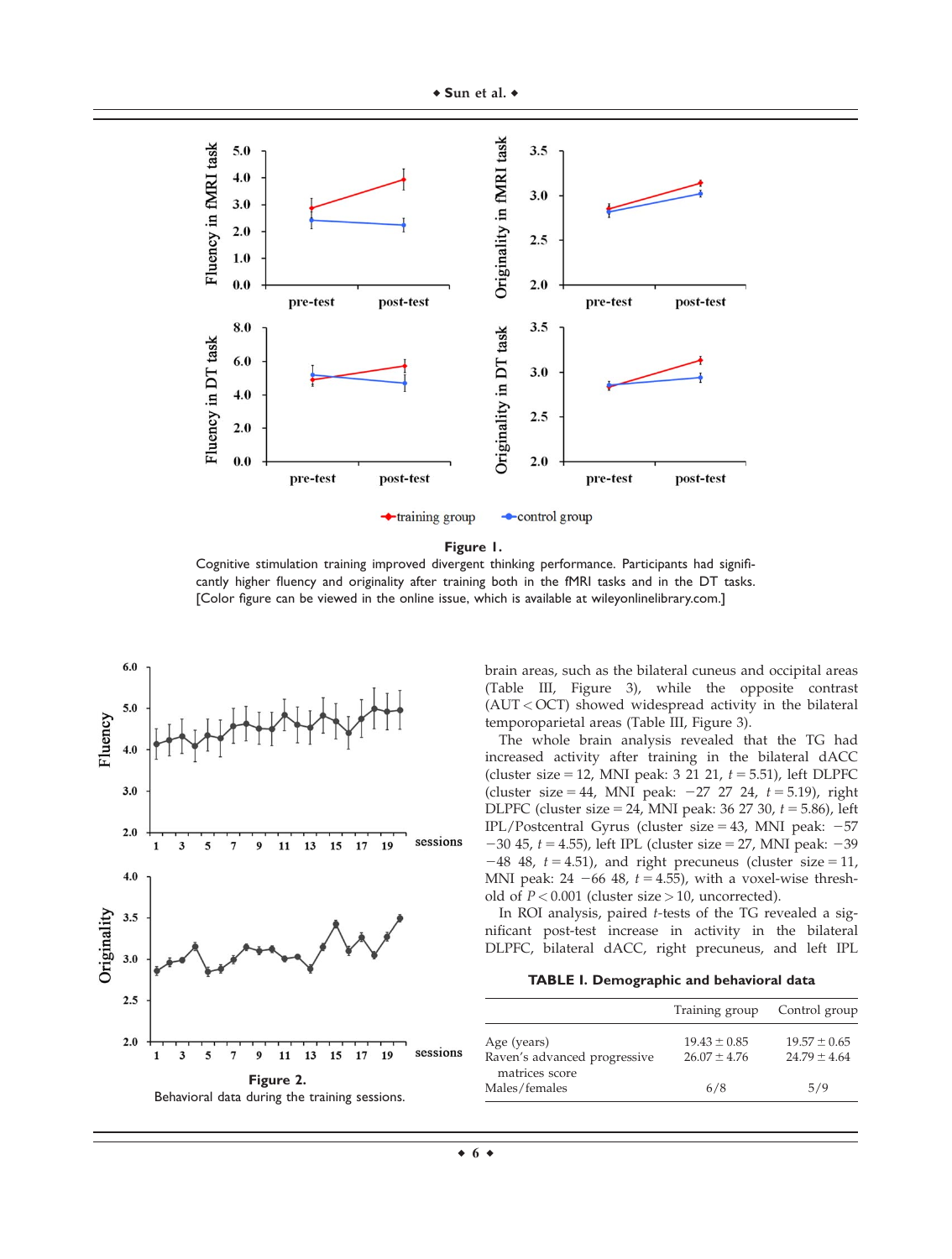**Figure 1.**

Cognitive stimulation training improved divergent thinking performance. Participants had significantly higher fluency and originality after training both in the fMRI tasks and in the DT tasks. [Color figure can be viewed in the online issue, which is available at wileyonlinelibrary.com.]

**Figure 2.**

Behavioral data during the training sessions.

brain areas, such as the bilateral cuneus and occipital areas (Table III, Figure 3), while the opposite contrast (AUT < OCT) showed widespread activity in the bilateral temporoparietal areas (Table III, Figure 3).

The whole brain analysis revealed that the TG had increased activity after training in the bilateral dACC (cluster size = 12, MNI peak: 3 21 21, $t = 5.51$), left DLPFC (cluster size = 44, MNI peak: −27 27 24, $t = 5.19$), right DLPFC (cluster size = 24, MNI peak: 36 27 30, $t = 5.86$), left IPL/Postcentral Gyrus (cluster size = 43, MNI peak: −57 −30 45, $t = 4.55$), left IPL (cluster size = 27, MNI peak: −39 −48 48, $t = 4.51$), and right precuneus (cluster size = 11, MNI peak: 24 −66 48, $t = 4.55$), with a voxel-wise threshold of $P < 0.001$ (cluster size > 10, uncorrected).

In ROI analysis, paired $t$-tests of the TG revealed a significant post-test increase in activity in the bilateral DLPFC, bilateral dACC, right precuneus, and left IPL

**TABLE I. Demographic and behavioral data**

| | Training group | Control group |
|---|---|---|
| Age (years) | 19.43 ± 0.85 | 19.57 ± 0.65 |
| Raven's advanced progressive matrices score | 26.07 ± 4.76 | 24.79 ± 4.64 |
| Males/females | 6/8 | 5/9 |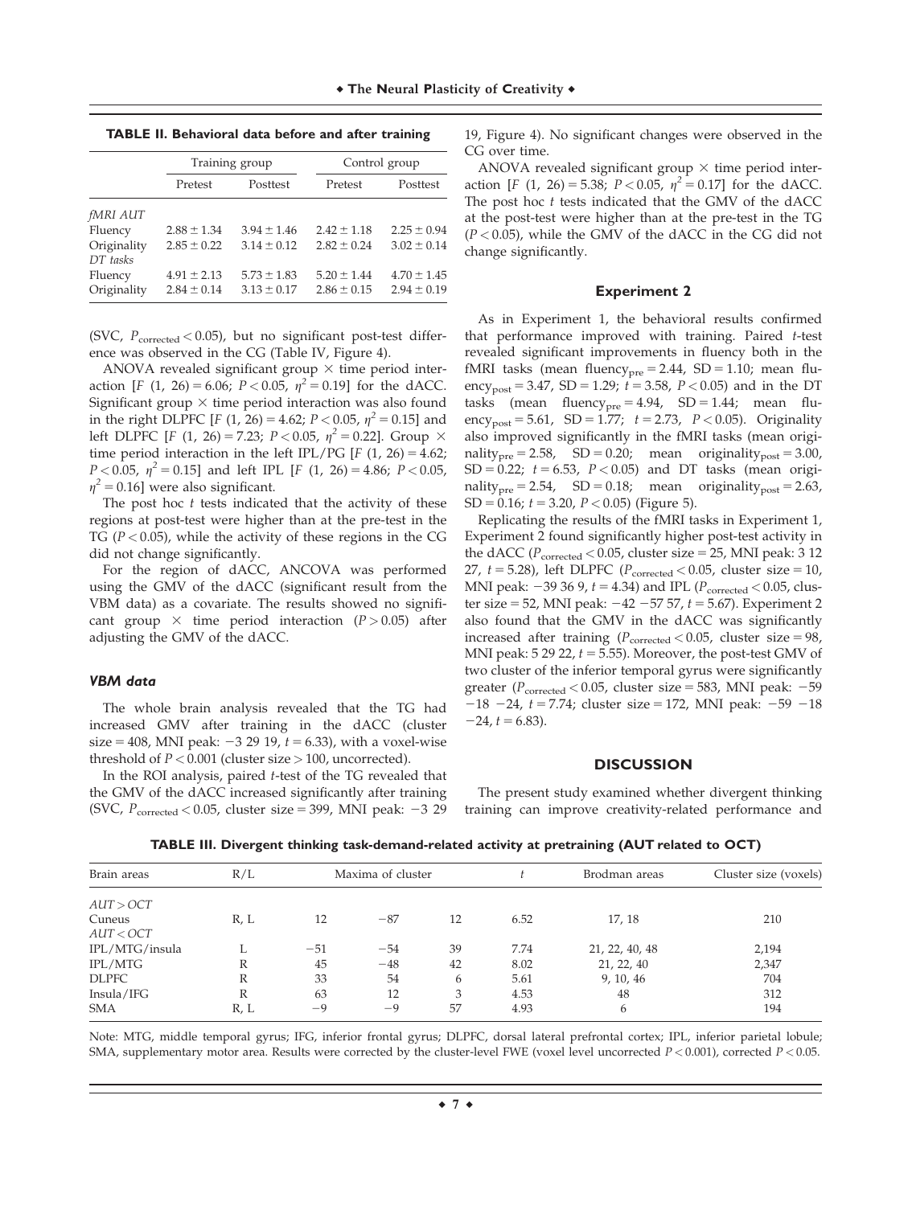**TABLE II. Behavioral data before and after training**

| | Training group | | Control group | |
|---|---|---|---|---|
| | Pretest | Posttest | Pretest | Posttest |
| *fMRI AUT* | | | | |
| Fluency | 2.88 ± 1.34 | 3.94 ± 1.46 | 2.42 ± 1.18 | 2.25 ± 0.94 |
| Originality | 2.85 ± 0.22 | 3.14 ± 0.12 | 2.82 ± 0.24 | 3.02 ± 0.14 |
| *DT tasks* | | | | |
| Fluency | 4.91 ± 2.13 | 5.73 ± 1.83 | 5.20 ± 1.44 | 4.70 ± 1.45 |
| Originality | 2.84 ± 0.14 | 3.13 ± 0.17 | 2.86 ± 0.15 | 2.94 ± 0.19 |

(SVC, $P_{\text{corrected}} < 0.05$), but no significant post-test difference was observed in the CG (Table IV, Figure 4).

ANOVA revealed significant group × time period interaction [$F$ (1, 26) = 6.06; $P < 0.05$, $\eta^2 = 0.19$] for the dACC. Significant group × time period interaction was also found in the right DLPFC [$F$ (1, 26) = 4.62; $P < 0.05$, $\eta^2 = 0.15$] and left DLPFC [$F$ (1, 26) = 7.23; $P < 0.05$, $\eta^2 = 0.22$]. Group × time period interaction in the left IPL/PG [$F$ (1, 26) = 4.62; $P < 0.05$, $\eta^2 = 0.15$] and left IPL [$F$ (1, 26) = 4.86; $P < 0.05$, $\eta^2 = 0.16$] were also significant.

The post hoc $t$ tests indicated that the activity of these regions at post-test were higher than at the pre-test in the TG ($P < 0.05$), while the activity of these regions in the CG did not change significantly.

For the region of dACC, ANCOVA was performed using the GMV of the dACC (significant result from the VBM data) as a covariate. The results showed no significant group × time period interaction ($P > 0.05$) after adjusting the GMV of the dACC.

### VBM data

The whole brain analysis revealed that the TG had increased GMV after training in the dACC (cluster size = 408, MNI peak: −3 29 19, $t = 6.33$), with a voxel-wise threshold of $P < 0.001$ (cluster size > 100, uncorrected).

In the ROI analysis, paired $t$-test of the TG revealed that the GMV of the dACC increased significantly after training (SVC, $P_{\text{corrected}} < 0.05$, cluster size = 399, MNI peak: −3 29 19, Figure 4). No significant changes were observed in the CG over time.

ANOVA revealed significant group × time period interaction [$F$ (1, 26) = 5.38; $P < 0.05$, $\eta^2 = 0.17$] for the dACC. The post hoc $t$ tests indicated that the GMV of the dACC at the post-test were higher than at the pre-test in the TG ($P < 0.05$), while the GMV of the dACC in the CG did not change significantly.

## Experiment 2

As in Experiment 1, the behavioral results confirmed that performance improved with training. Paired $t$-test revealed significant improvements in fluency both in the fMRI tasks (mean $\text{fluency}_{\text{pre}} = 2.44$, SD = 1.10; mean $\text{fluency}_{\text{post}} = 3.47$, SD = 1.29; $t = 3.58$, $P < 0.05$) and in the DT tasks (mean $\text{fluency}_{\text{pre}} = 4.94$, SD = 1.44; mean $\text{fluency}_{\text{post}} = 5.61$, SD = 1.77; $t = 2.73$, $P < 0.05$). Originality also improved significantly in the fMRI tasks (mean $\text{originality}_{\text{pre}} = 2.58$, SD = 0.20; mean $\text{originality}_{\text{post}} = 3.00$, SD = 0.22; $t = 6.53$, $P < 0.05$) and DT tasks (mean $\text{originality}_{\text{pre}} = 2.54$, SD = 0.18; mean $\text{originality}_{\text{post}} = 2.63$, SD = 0.16; $t = 3.20$, $P < 0.05$) (Figure 5).

Replicating the results of the fMRI tasks in Experiment 1, Experiment 2 found significantly higher post-test activity in the dACC ($P_{\text{corrected}} < 0.05$, cluster size = 25, MNI peak: 3 12 27, $t = 5.28$), left DLPFC ($P_{\text{corrected}} < 0.05$, cluster size = 10, MNI peak: −39 36 9, $t = 4.34$) and IPL ($P_{\text{corrected}} < 0.05$, cluster size = 52, MNI peak: −42 −57 57, $t = 5.67$). Experiment 2 also found that the GMV in the dACC was significantly increased after training ($P_{\text{corrected}} < 0.05$, cluster size = 98, MNI peak: 5 29 22, $t = 5.55$). Moreover, the post-test GMV of two cluster of the inferior temporal gyrus were significantly greater ($P_{\text{corrected}} < 0.05$, cluster size = 583, MNI peak: −59 −18 −24, $t = 7.74$; cluster size = 172, MNI peak: −59 −18 −24, $t = 6.83$).

## DISCUSSION

The present study examined whether divergent thinking training can improve creativity-related performance and

**TABLE III. Divergent thinking task-demand-related activity at pretraining (AUT related to OCT)**

| Brain areas | R/L | Maxima of cluster | | | $t$ | Brodman areas | Cluster size (voxels) |
|---|---|---|---|---|---|---|---|
| *AUT > OCT* | | | | | | | |
| Cuneus | R, L | 12 | −87 | 12 | 6.52 | 17, 18 | 210 |
| *AUT < OCT* | | | | | | | |
| IPL/MTG/insula | L | −51 | −54 | 39 | 7.74 | 21, 22, 40, 48 | 2,194 |
| IPL/MTG | R | 45 | −48 | 42 | 8.02 | 21, 22, 40 | 2,347 |
| DLPFC | R | 33 | 54 | 6 | 5.61 | 9, 10, 46 | 704 |
| Insula/IFG | R | 63 | 12 | 3 | 4.53 | 48 | 312 |
| SMA | R, L | −9 | −9 | 57 | 4.93 | 6 | 194 |

Note: MTG, middle temporal gyrus; IFG, inferior frontal gyrus; DLPFC, dorsal lateral prefrontal cortex; IPL, inferior parietal lobule; SMA, supplementary motor area. Results were corrected by the cluster-level FWE (voxel level uncorrected $P < 0.001$), corrected $P < 0.05$.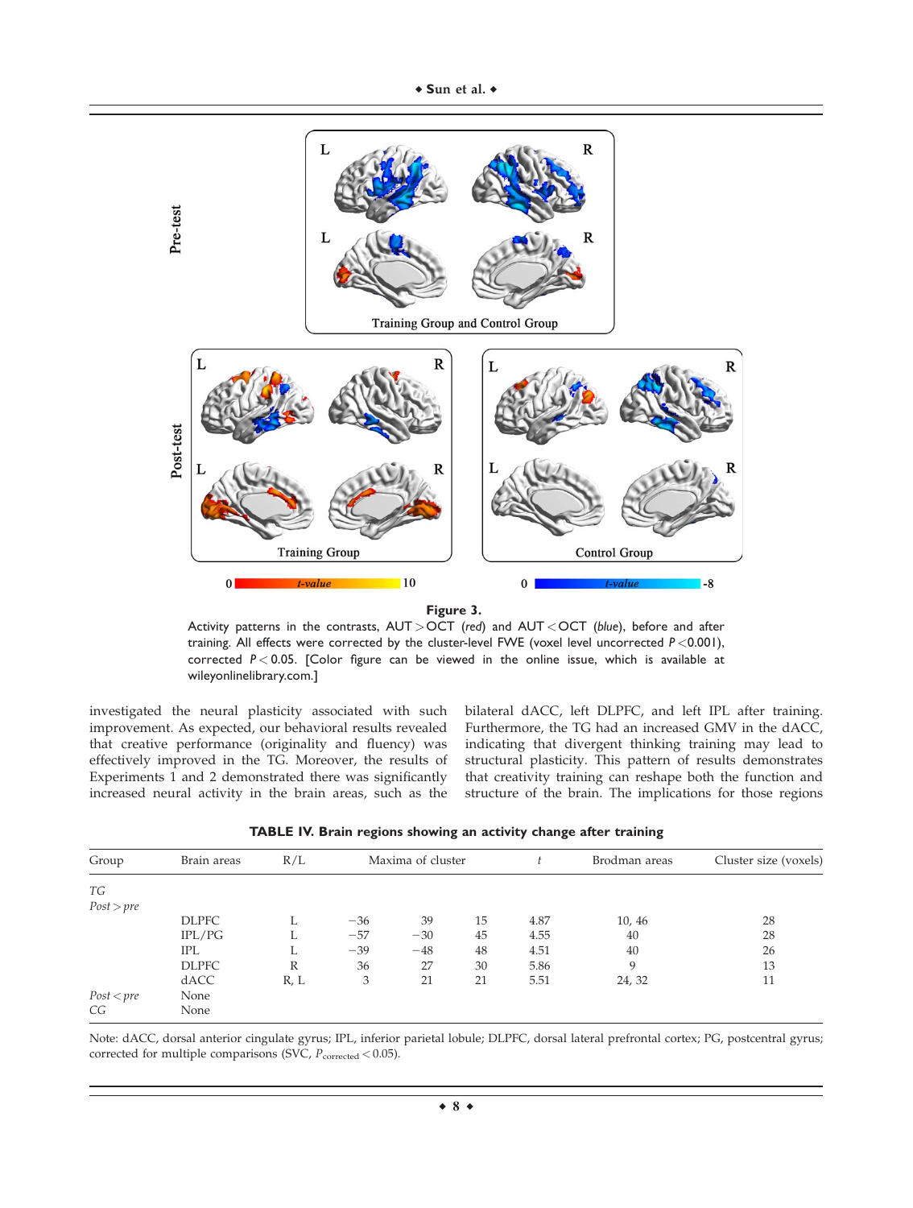**Figure 3.**

Activity patterns in the contrasts, AUT > OCT (*red*) and AUT < OCT (*blue*), before and after training. All effects were corrected by the cluster-level FWE (voxel level uncorrected $P < 0.001$), corrected $P < 0.05$. [Color figure can be viewed in the online issue, which is available at wileyonlinelibrary.com.]

investigated the neural plasticity associated with such improvement. As expected, our behavioral results revealed that creative performance (originality and fluency) was effectively improved in the TG. Moreover, the results of Experiments 1 and 2 demonstrated there was significantly increased neural activity in the brain areas, such as the bilateral dACC, left DLPFC, and left IPL after training. Furthermore, the TG had an increased GMV in the dACC, indicating that divergent thinking training may lead to structural plasticity. This pattern of results demonstrates that creativity training can reshape both the function and structure of the brain. The implications for those regions

**TABLE IV. Brain regions showing an activity change after training**

| Group | Brain areas | R/L | Maxima of cluster | | | $t$ | Brodman areas | Cluster size (voxels) |
|---|---|---|---|---|---|---|---|---|
| *TG* | | | | | | | | |
| *Post > pre* | | | | | | | | |
| | DLPFC | L | −36 | 39 | 15 | 4.87 | 10, 46 | 28 |
| | IPL/PG | L | −57 | −30 | 45 | 4.55 | 40 | 28 |
| | IPL | L | −39 | −48 | 48 | 4.51 | 40 | 26 |
| | DLPFC | R | 36 | 27 | 30 | 5.86 | 9 | 13 |
| | dACC | R, L | 3 | 21 | 21 | 5.51 | 24, 32 | 11 |
| *Post < pre* | None | | | | | | | |
| *CG* | None | | | | | | | |

Note: dACC, dorsal anterior cingulate gyrus; IPL, inferior parietal lobule; DLPFC, dorsal lateral prefrontal cortex; PG, postcentral gyrus; corrected for multiple comparisons (SVC, $P_{corrected} < 0.05$).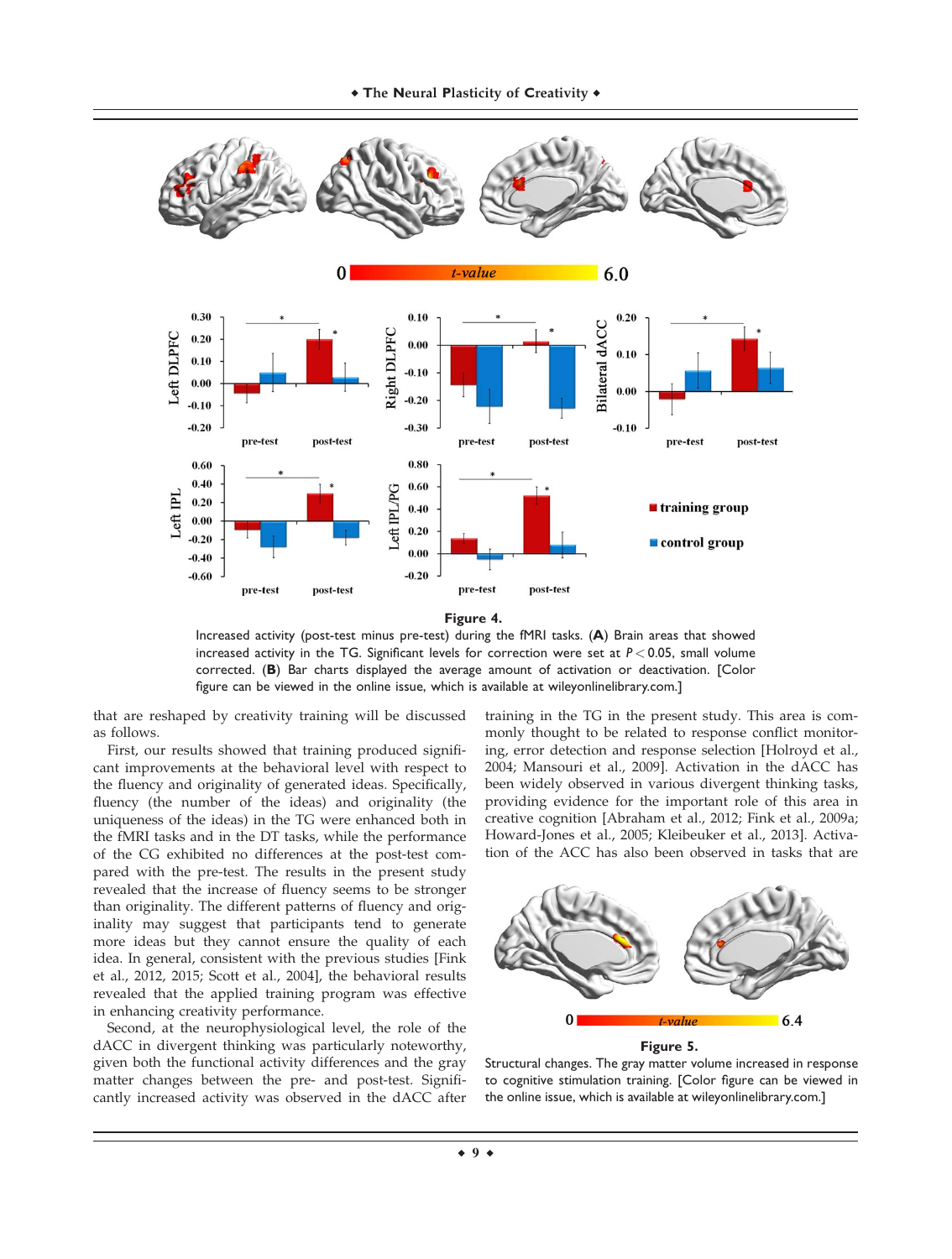**Figure 4.**

Increased activity (post-test minus pre-test) during the fMRI tasks. (**A**) Brain areas that showed increased activity in the TG. Significant levels for correction were set at $P < 0.05$, small volume corrected. (**B**) Bar charts displayed the average amount of activation or deactivation. [Color figure can be viewed in the online issue, which is available at wileyonlinelibrary.com.]

that are reshaped by creativity training will be discussed as follows.

First, our results showed that training produced significant improvements at the behavioral level with respect to the fluency and originality of generated ideas. Specifically, fluency (the number of the ideas) and originality (the uniqueness of the ideas) in the TG were enhanced both in the fMRI tasks and in the DT tasks, while the performance of the CG exhibited no differences at the post-test compared with the pre-test. The results in the present study revealed that the increase of fluency seems to be stronger than originality. The different patterns of fluency and originality may suggest that participants tend to generate more ideas but they cannot ensure the quality of each idea. In general, consistent with the previous studies [Fink et al., 2012, 2015; Scott et al., 2004], the behavioral results revealed that the applied training program was effective in enhancing creativity performance.

Second, at the neurophysiological level, the role of the dACC in divergent thinking was particularly noteworthy, given both the functional activity differences and the gray matter changes between the pre- and post-test. Significantly increased activity was observed in the dACC after training in the TG in the present study. This area is commonly thought to be related to response conflict monitoring, error detection and response selection [Holroyd et al., 2004; Mansouri et al., 2009]. Activation in the dACC has been widely observed in various divergent thinking tasks, providing evidence for the important role of this area in creative cognition [Abraham et al., 2012; Fink et al., 2009a; Howard-Jones et al., 2005; Kleibeuker et al., 2013]. Activation of the ACC has also been observed in tasks that are

**Figure 5.**

Structural changes. The gray matter volume increased in response to cognitive stimulation training. [Color figure can be viewed in the online issue, which is available at wileyonlinelibrary.com.]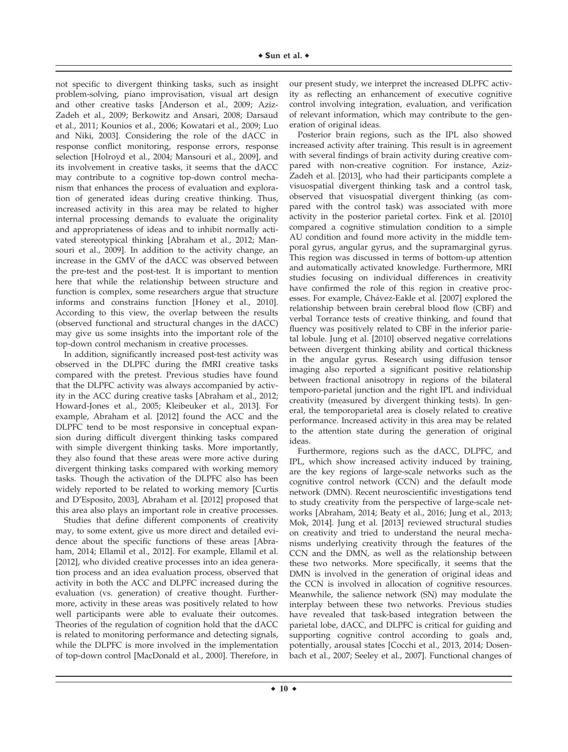not specific to divergent thinking tasks, such as insight problem-solving, piano improvisation, visual art design and other creative tasks [Anderson et al., 2009; Aziz-Zadeh et al., 2009; Berkowitz and Ansari, 2008; Darsaud et al., 2011; Kounios et al., 2006; Kowatari et al., 2009; Luo and Niki, 2003]. Considering the role of the dACC in response conflict monitoring, response errors, response selection [Holroyd et al., 2004; Mansouri et al., 2009], and its involvement in creative tasks, it seems that the dACC may contribute to a cognitive top-down control mechanism that enhances the process of evaluation and exploration of generated ideas during creative thinking. Thus, increased activity in this area may be related to higher internal processing demands to evaluate the originality and appropriateness of ideas and to inhibit normally activated stereotypical thinking [Abraham et al., 2012; Mansouri et al., 2009]. In addition to the activity change, an increase in the GMV of the dACC was observed between the pre-test and the post-test. It is important to mention here that while the relationship between structure and function is complex, some researchers argue that structure informs and constrains function [Honey et al., 2010]. According to this view, the overlap between the results (observed functional and structural changes in the dACC) may give us some insights into the important role of the top-down control mechanism in creative processes.

In addition, significantly increased post-test activity was observed in the DLPFC during the fMRI creative tasks compared with the pretest. Previous studies have found that the DLPFC activity was always accompanied by activity in the ACC during creative tasks [Abraham et al., 2012; Howard-Jones et al., 2005; Kleibeuker et al., 2013]. For example, Abraham et al. [2012] found the ACC and the DLPFC tend to be most responsive in conceptual expansion during difficult divergent thinking tasks compared with simple divergent thinking tasks. More importantly, they also found that these areas were more active during divergent thinking tasks compared with working memory tasks. Though the activation of the DLPFC also has been widely reported to be related to working memory [Curtis and D'Esposito, 2003], Abraham et al. [2012] proposed that this area also plays an important role in creative processes.

Studies that define different components of creativity may, to some extent, give us more direct and detailed evidence about the specific functions of these areas [Abraham, 2014; Ellamil et al., 2012]. For example, Ellamil et al. [2012], who divided creative processes into an idea generation process and an idea evaluation process, observed that activity in both the ACC and DLPFC increased during the evaluation (vs. generation) of creative thought. Furthermore, activity in these areas was positively related to how well participants were able to evaluate their outcomes. Theories of the regulation of cognition hold that the dACC is related to monitoring performance and detecting signals, while the DLPFC is more involved in the implementation of top-down control [MacDonald et al., 2000]. Therefore, in our present study, we interpret the increased DLPFC activity as reflecting an enhancement of executive cognitive control involving integration, evaluation, and verification of relevant information, which may contribute to the generation of original ideas.

Posterior brain regions, such as the IPL also showed increased activity after training. This result is in agreement with several findings of brain activity during creative compared with non-creative cognition. For instance, Aziz-Zadeh et al. [2013], who had their participants complete a visuospatial divergent thinking task and a control task, observed that visuospatial divergent thinking (as compared with the control task) was associated with more activity in the posterior parietal cortex. Fink et al. [2010] compared a cognitive stimulation condition to a simple AU condition and found more activity in the middle temporal gyrus, angular gyrus, and the supramarginal gyrus. This region was discussed in terms of bottom-up attention and automatically activated knowledge. Furthermore, MRI studies focusing on individual differences in creativity have confirmed the role of this region in creative processes. For example, Chávez-Eakle et al. [2007] explored the relationship between brain cerebral blood flow (CBF) and verbal Torrance tests of creative thinking, and found that fluency was positively related to CBF in the inferior parietal lobule. Jung et al. [2010] observed negative correlations between divergent thinking ability and cortical thickness in the angular gyrus. Research using diffusion tensor imaging also reported a significant positive relationship between fractional anisotropy in regions of the bilateral temporo-parietal junction and the right IPL and individual creativity (measured by divergent thinking tests). In general, the temporoparietal area is closely related to creative performance. Increased activity in this area may be related to the attention state during the generation of original ideas.

Furthermore, regions such as the dACC, DLPFC, and IPL, which show increased activity induced by training, are the key regions of large-scale networks such as the cognitive control network (CCN) and the default mode network (DMN). Recent neuroscientific investigations tend to study creativity from the perspective of large-scale networks [Abraham, 2014; Beaty et al., 2016; Jung et al., 2013; Mok, 2014]. Jung et al. [2013] reviewed structural studies on creativity and tried to understand the neural mechanisms underlying creativity through the features of the CCN and the DMN, as well as the relationship between these two networks. More specifically, it seems that the DMN is involved in the generation of original ideas and the CCN is involved in allocation of cognitive resources. Meanwhile, the salience network (SN) may modulate the interplay between these two networks. Previous studies have revealed that task-based integration between the parietal lobe, dACC, and DLPFC is critical for guiding and supporting cognitive control according to goals and, potentially, arousal states [Cocchi et al., 2013, 2014; Dosenbach et al., 2007; Seeley et al., 2007]. Functional changes of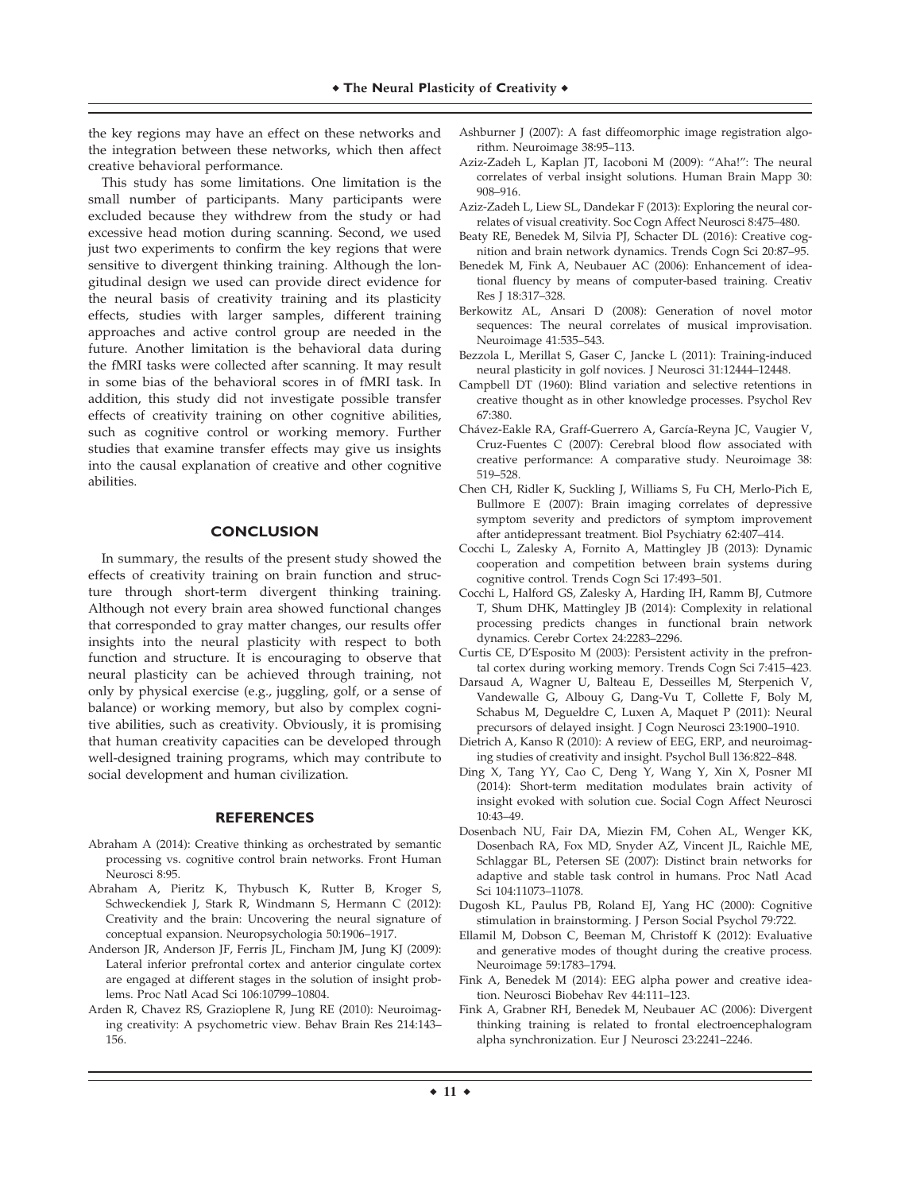the key regions may have an effect on these networks and the integration between these networks, which then affect creative behavioral performance.

This study has some limitations. One limitation is the small number of participants. Many participants were excluded because they withdrew from the study or had excessive head motion during scanning. Second, we used just two experiments to confirm the key regions that were sensitive to divergent thinking training. Although the longitudinal design we used can provide direct evidence for the neural basis of creativity training and its plasticity effects, studies with larger samples, different training approaches and active control group are needed in the future. Another limitation is the behavioral data during the fMRI tasks were collected after scanning. It may result in some bias of the behavioral scores in of fMRI task. In addition, this study did not investigate possible transfer effects of creativity training on other cognitive abilities, such as cognitive control or working memory. Further studies that examine transfer effects may give us insights into the causal explanation of creative and other cognitive abilities.

## CONCLUSION

In summary, the results of the present study showed the effects of creativity training on brain function and structure through short-term divergent thinking training. Although not every brain area showed functional changes that corresponded to gray matter changes, our results offer insights into the neural plasticity with respect to both function and structure. It is encouraging to observe that neural plasticity can be achieved through training, not only by physical exercise (e.g., juggling, golf, or a sense of balance) or working memory, but also by complex cognitive abilities, such as creativity. Obviously, it is promising that human creativity capacities can be developed through well-designed training programs, which may contribute to social development and human civilization.

## REFERENCES

Abraham A (2014): Creative thinking as orchestrated by semantic processing vs. cognitive control brain networks. Front Human Neurosci 8:95.

Abraham A, Pieritz K, Thybusch K, Rutter B, Kroger S, Schweckendiek J, Stark R, Windmann S, Hermann C (2012): Creativity and the brain: Uncovering the neural signature of conceptual expansion. Neuropsychologia 50:1906–1917.

Anderson JR, Anderson JF, Ferris JL, Fincham JM, Jung KJ (2009): Lateral inferior prefrontal cortex and anterior cingulate cortex are engaged at different stages in the solution of insight problems. Proc Natl Acad Sci 106:10799–10804.

Arden R, Chavez RS, Grazioplene R, Jung RE (2010): Neuroimaging creativity: A psychometric view. Behav Brain Res 214:143–156.

Ashburner J (2007): A fast diffeomorphic image registration algorithm. Neuroimage 38:95–113.

Aziz-Zadeh L, Kaplan JT, Iacoboni M (2009): "Aha!": The neural correlates of verbal insight solutions. Human Brain Mapp 30: 908–916.

Aziz-Zadeh L, Liew SL, Dandekar F (2013): Exploring the neural correlates of visual creativity. Soc Cogn Affect Neurosci 8:475–480.

Beaty RE, Benedek M, Silvia PJ, Schacter DL (2016): Creative cognition and brain network dynamics. Trends Cogn Sci 20:87–95.

Benedek M, Fink A, Neubauer AC (2006): Enhancement of ideational fluency by means of computer-based training. Creativ Res J 18:317–328.

Berkowitz AL, Ansari D (2008): Generation of novel motor sequences: The neural correlates of musical improvisation. Neuroimage 41:535–543.

Bezzola L, Merillat S, Gaser C, Jancke L (2011): Training-induced neural plasticity in golf novices. J Neurosci 31:12444–12448.

Campbell DT (1960): Blind variation and selective retentions in creative thought as in other knowledge processes. Psychol Rev 67:380.

Chávez-Eakle RA, Graff-Guerrero A, García-Reyna JC, Vaugier V, Cruz-Fuentes C (2007): Cerebral blood flow associated with creative performance: A comparative study. Neuroimage 38: 519–528.

Chen CH, Ridler K, Suckling J, Williams S, Fu CH, Merlo-Pich E, Bullmore E (2007): Brain imaging correlates of depressive symptom severity and predictors of symptom improvement after antidepressant treatment. Biol Psychiatry 62:407–414.

Cocchi L, Zalesky A, Fornito A, Mattingley JB (2013): Dynamic cooperation and competition between brain systems during cognitive control. Trends Cogn Sci 17:493–501.

Cocchi L, Halford GS, Zalesky A, Harding IH, Ramm BJ, Cutmore T, Shum DHK, Mattingley JB (2014): Complexity in relational processing predicts changes in functional brain network dynamics. Cerebr Cortex 24:2283–2296.

Curtis CE, D'Esposito M (2003): Persistent activity in the prefrontal cortex during working memory. Trends Cogn Sci 7:415–423.

Darsaud A, Wagner U, Balteau E, Desseilles M, Sterpenich V, Vandewalle G, Albouy G, Dang-Vu T, Collette F, Boly M, Schabus M, Degueldre C, Luxen A, Maquet P (2011): Neural precursors of delayed insight. J Cogn Neurosci 23:1900–1910.

Dietrich A, Kanso R (2010): A review of EEG, ERP, and neuroimaging studies of creativity and insight. Psychol Bull 136:822–848.

Ding X, Tang YY, Cao C, Deng Y, Wang Y, Xin X, Posner MI (2014): Short-term meditation modulates brain activity of insight evoked with solution cue. Social Cogn Affect Neurosci 10:43–49.

Dosenbach NU, Fair DA, Miezin FM, Cohen AL, Wenger KK, Dosenbach RA, Fox MD, Snyder AZ, Vincent JL, Raichle ME, Schlaggar BL, Petersen SE (2007): Distinct brain networks for adaptive and stable task control in humans. Proc Natl Acad Sci 104:11073–11078.

Dugosh KL, Paulus PB, Roland EJ, Yang HC (2000): Cognitive stimulation in brainstorming. J Person Social Psychol 79:722.

Ellamil M, Dobson C, Beeman M, Christoff K (2012): Evaluative and generative modes of thought during the creative process. Neuroimage 59:1783–1794.

Fink A, Benedek M (2014): EEG alpha power and creative ideation. Neurosci Biobehav Rev 44:111–123.

Fink A, Grabner RH, Benedek M, Neubauer AC (2006): Divergent thinking training is related to frontal electroencephalogram alpha synchronization. Eur J Neurosci 23:2241–2246.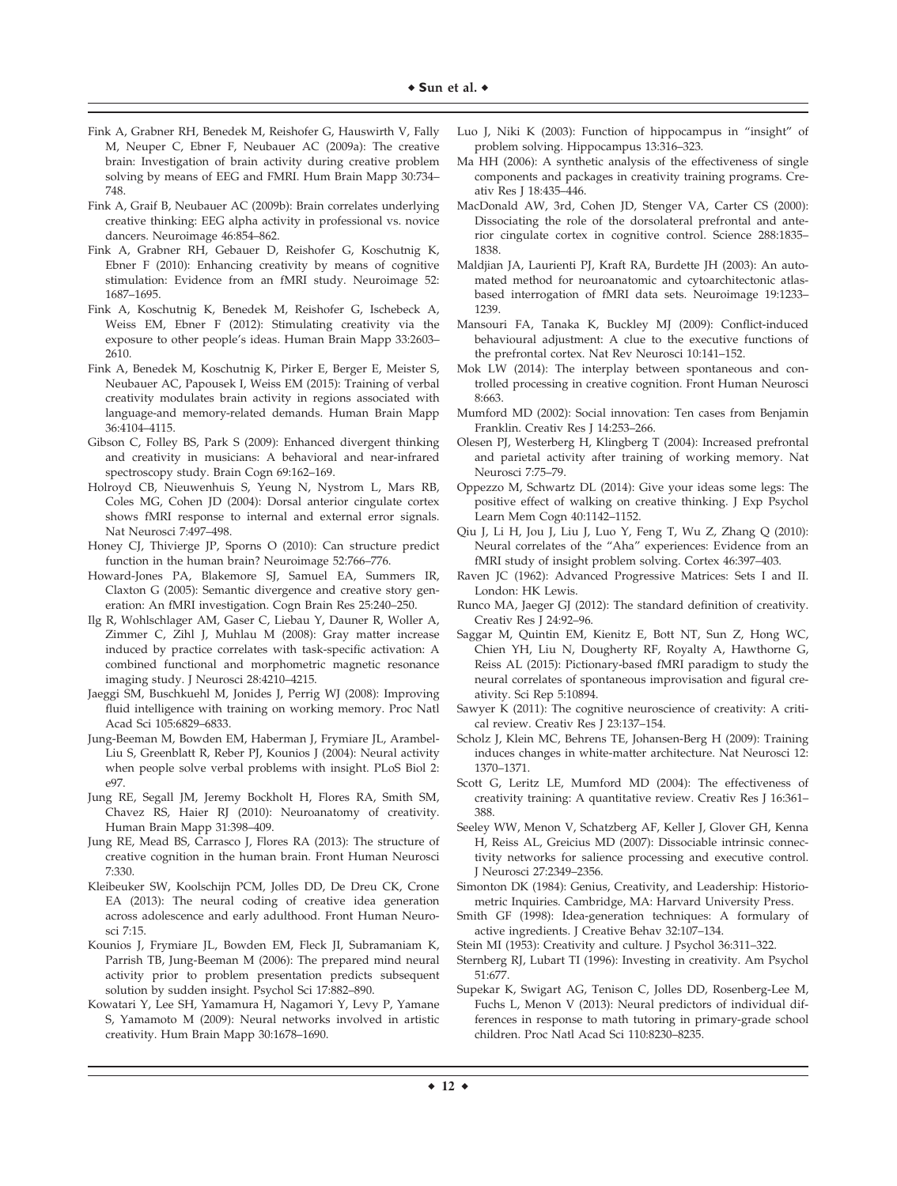Fink A, Grabner RH, Benedek M, Reishofer G, Hauswirth V, Fally M, Neuper C, Ebner F, Neubauer AC (2009a): The creative brain: Investigation of brain activity during creative problem solving by means of EEG and FMRI. Hum Brain Mapp 30:734–748.

Fink A, Graif B, Neubauer AC (2009b): Brain correlates underlying creative thinking: EEG alpha activity in professional vs. novice dancers. Neuroimage 46:854–862.

Fink A, Grabner RH, Gebauer D, Reishofer G, Koschutnig K, Ebner F (2010): Enhancing creativity by means of cognitive stimulation: Evidence from an fMRI study. Neuroimage 52: 1687–1695.

Fink A, Koschutnig K, Benedek M, Reishofer G, Ischebeck A, Weiss EM, Ebner F (2012): Stimulating creativity via the exposure to other people's ideas. Human Brain Mapp 33:2603–2610.

Fink A, Benedek M, Koschutnig K, Pirker E, Berger E, Meister S, Neubauer AC, Papousek I, Weiss EM (2015): Training of verbal creativity modulates brain activity in regions associated with language-and memory-related demands. Human Brain Mapp 36:4104–4115.

Gibson C, Folley BS, Park S (2009): Enhanced divergent thinking and creativity in musicians: A behavioral and near-infrared spectroscopy study. Brain Cogn 69:162–169.

Holroyd CB, Nieuwenhuis S, Yeung N, Nystrom L, Mars RB, Coles MG, Cohen JD (2004): Dorsal anterior cingulate cortex shows fMRI response to internal and external error signals. Nat Neurosci 7:497–498.

Honey CJ, Thivierge JP, Sporns O (2010): Can structure predict function in the human brain? Neuroimage 52:766–776.

Howard-Jones PA, Blakemore SJ, Samuel EA, Summers IR, Claxton G (2005): Semantic divergence and creative story generation: An fMRI investigation. Cogn Brain Res 25:240–250.

Ilg R, Wohlschlager AM, Gaser C, Liebau Y, Dauner R, Woller A, Zimmer C, Zihl J, Muhlau M (2008): Gray matter increase induced by practice correlates with task-specific activation: A combined functional and morphometric magnetic resonance imaging study. J Neurosci 28:4210–4215.

Jaeggi SM, Buschkuehl M, Jonides J, Perrig WJ (2008): Improving fluid intelligence with training on working memory. Proc Natl Acad Sci 105:6829–6833.

Jung-Beeman M, Bowden EM, Haberman J, Frymiare JL, Arambel-Liu S, Greenblatt R, Reber PJ, Kounios J (2004): Neural activity when people solve verbal problems with insight. PLoS Biol 2: e97.

Jung RE, Segall JM, Jeremy Bockholt H, Flores RA, Smith SM, Chavez RS, Haier RJ (2010): Neuroanatomy of creativity. Human Brain Mapp 31:398–409.

Jung RE, Mead BS, Carrasco J, Flores RA (2013): The structure of creative cognition in the human brain. Front Human Neurosci 7:330.

Kleibeuker SW, Koolschijn PCM, Jolles DD, De Dreu CK, Crone EA (2013): The neural coding of creative idea generation across adolescence and early adulthood. Front Human Neurosci 7:15.

Kounios J, Frymiare JL, Bowden EM, Fleck JI, Subramaniam K, Parrish TB, Jung-Beeman M (2006): The prepared mind neural activity prior to problem presentation predicts subsequent solution by sudden insight. Psychol Sci 17:882–890.

Kowatari Y, Lee SH, Yamamura H, Nagamori Y, Levy P, Yamane S, Yamamoto M (2009): Neural networks involved in artistic creativity. Hum Brain Mapp 30:1678–1690.

Luo J, Niki K (2003): Function of hippocampus in "insight" of problem solving. Hippocampus 13:316–323.

Ma HH (2006): A synthetic analysis of the effectiveness of single components and packages in creativity training programs. Creativ Res J 18:435–446.

MacDonald AW, 3rd, Cohen JD, Stenger VA, Carter CS (2000): Dissociating the role of the dorsolateral prefrontal and anterior cingulate cortex in cognitive control. Science 288:1835–1838.

Maldjian JA, Laurienti PJ, Kraft RA, Burdette JH (2003): An automated method for neuroanatomic and cytoarchitectonic atlas-based interrogation of fMRI data sets. Neuroimage 19:1233–1239.

Mansouri FA, Tanaka K, Buckley MJ (2009): Conflict-induced behavioural adjustment: A clue to the executive functions of the prefrontal cortex. Nat Rev Neurosci 10:141–152.

Mok LW (2014): The interplay between spontaneous and controlled processing in creative cognition. Front Human Neurosci 8:663.

Mumford MD (2002): Social innovation: Ten cases from Benjamin Franklin. Creativ Res J 14:253–266.

Olesen PJ, Westerberg H, Klingberg T (2004): Increased prefrontal and parietal activity after training of working memory. Nat Neurosci 7:75–79.

Oppezzo M, Schwartz DL (2014): Give your ideas some legs: The positive effect of walking on creative thinking. J Exp Psychol Learn Mem Cogn 40:1142–1152.

Qiu J, Li H, Jou J, Liu J, Luo Y, Feng T, Wu Z, Zhang Q (2010): Neural correlates of the "Aha" experiences: Evidence from an fMRI study of insight problem solving. Cortex 46:397–403.

Raven JC (1962): Advanced Progressive Matrices: Sets I and II. London: HK Lewis.

Runco MA, Jaeger GJ (2012): The standard definition of creativity. Creativ Res J 24:92–96.

Saggar M, Quintin EM, Kienitz E, Bott NT, Sun Z, Hong WC, Chien YH, Liu N, Dougherty RF, Royalty A, Hawthorne G, Reiss AL (2015): Pictionary-based fMRI paradigm to study the neural correlates of spontaneous improvisation and figural creativity. Sci Rep 5:10894.

Sawyer K (2011): The cognitive neuroscience of creativity: A critical review. Creativ Res J 23:137–154.

Scholz J, Klein MC, Behrens TE, Johansen-Berg H (2009): Training induces changes in white-matter architecture. Nat Neurosci 12: 1370–1371.

Scott G, Leritz LE, Mumford MD (2004): The effectiveness of creativity training: A quantitative review. Creativ Res J 16:361–388.

Seeley WW, Menon V, Schatzberg AF, Keller J, Glover GH, Kenna H, Reiss AL, Greicius MD (2007): Dissociable intrinsic connectivity networks for salience processing and executive control. J Neurosci 27:2349–2356.

Simonton DK (1984): Genius, Creativity, and Leadership: Historiometric Inquiries. Cambridge, MA: Harvard University Press.

Smith GF (1998): Idea-generation techniques: A formulary of active ingredients. J Creative Behav 32:107–134.

Stein MI (1953): Creativity and culture. J Psychol 36:311–322.

Sternberg RJ, Lubart TI (1996): Investing in creativity. Am Psychol 51:677.

Supekar K, Swigart AG, Tenison C, Jolles DD, Rosenberg-Lee M, Fuchs L, Menon V (2013): Neural predictors of individual differences in response to math tutoring in primary-grade school children. Proc Natl Acad Sci 110:8230–8235.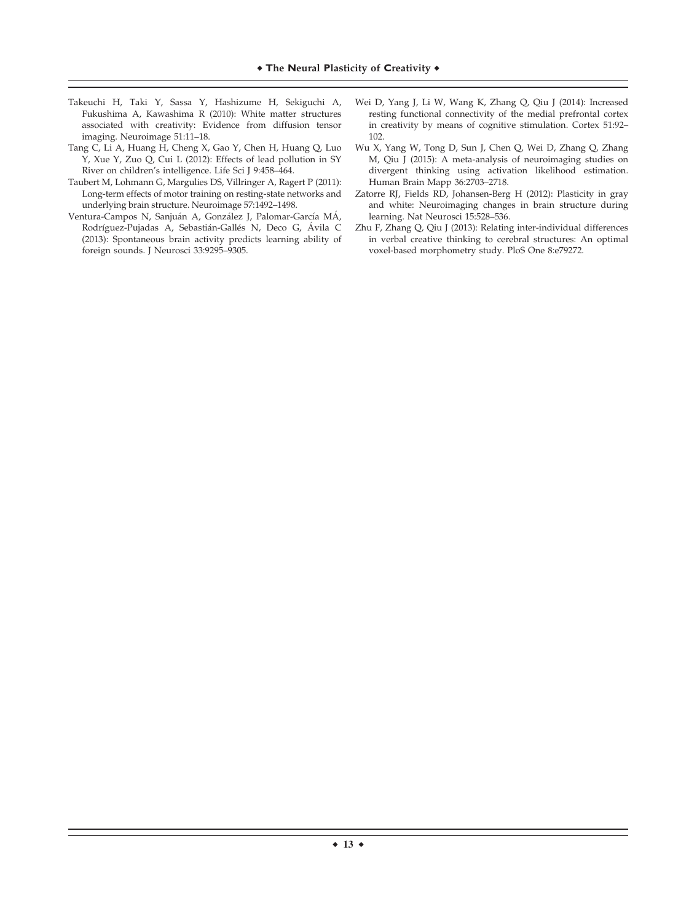Takeuchi H, Taki Y, Sassa Y, Hashizume H, Sekiguchi A, Fukushima A, Kawashima R (2010): White matter structures associated with creativity: Evidence from diffusion tensor imaging. Neuroimage 51:11–18.

Tang C, Li A, Huang H, Cheng X, Gao Y, Chen H, Huang Q, Luo Y, Xue Y, Zuo Q, Cui L (2012): Effects of lead pollution in SY River on children's intelligence. Life Sci J 9:458–464.

Taubert M, Lohmann G, Margulies DS, Villringer A, Ragert P (2011): Long-term effects of motor training on resting-state networks and underlying brain structure. Neuroimage 57:1492–1498.

Ventura-Campos N, Sanjuán A, González J, Palomar-García MÁ, Rodríguez-Pujadas A, Sebastián-Gallés N, Deco G, Ávila C (2013): Spontaneous brain activity predicts learning ability of foreign sounds. J Neurosci 33:9295–9305.

Wei D, Yang J, Li W, Wang K, Zhang Q, Qiu J (2014): Increased resting functional connectivity of the medial prefrontal cortex in creativity by means of cognitive stimulation. Cortex 51:92–102.

Wu X, Yang W, Tong D, Sun J, Chen Q, Wei D, Zhang Q, Zhang M, Qiu J (2015): A meta-analysis of neuroimaging studies on divergent thinking using activation likelihood estimation. Human Brain Mapp 36:2703–2718.

Zatorre RJ, Fields RD, Johansen-Berg H (2012): Plasticity in gray and white: Neuroimaging changes in brain structure during learning. Nat Neurosci 15:528–536.

Zhu F, Zhang Q, Qiu J (2013): Relating inter-individual differences in verbal creative thinking to cerebral structures: An optimal voxel-based morphometry study. PloS One 8:e79272.